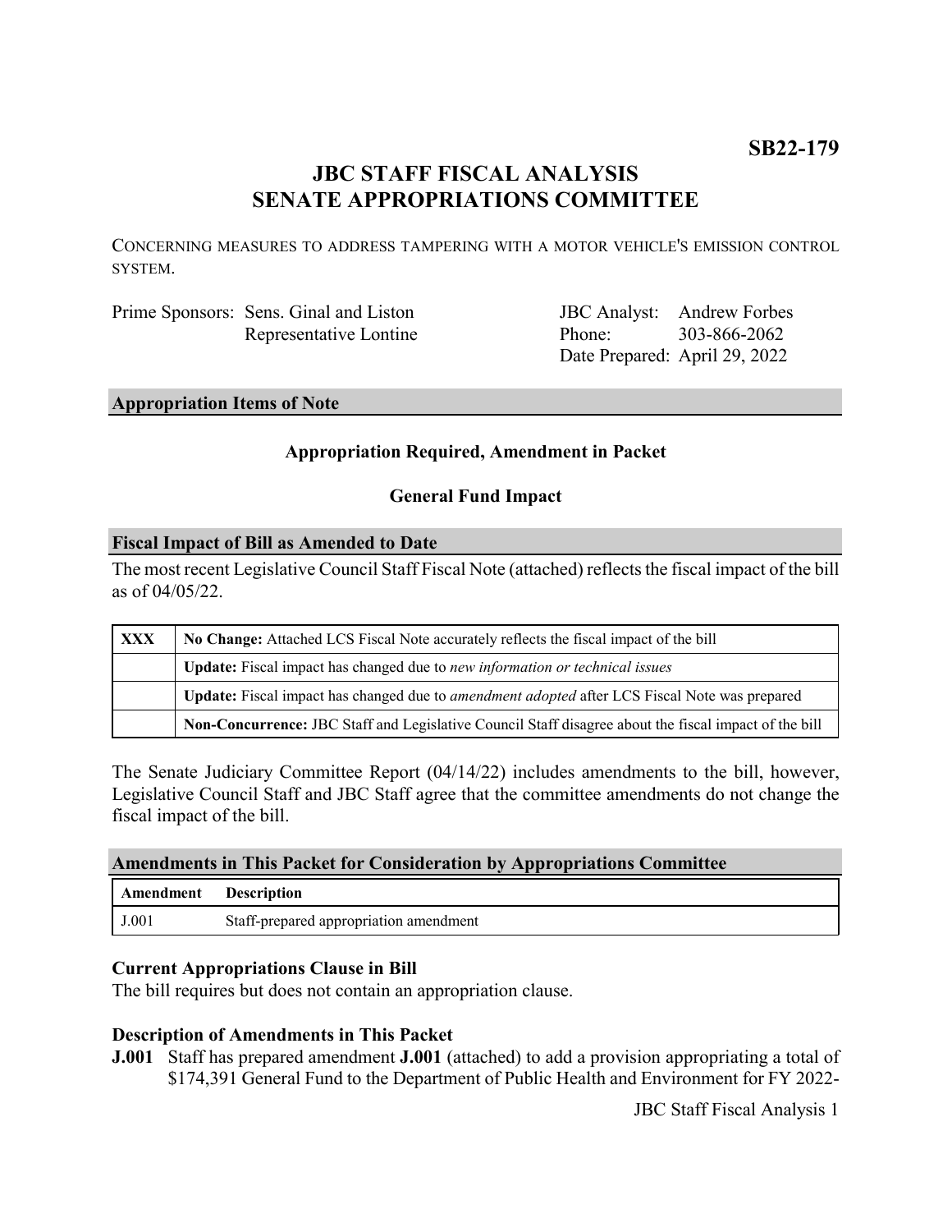**SB22-179**

# JBC STAFF FISCAL ANALYSIS
# SENATE APPROPRIATIONS COMMITTEE

CONCERNING MEASURES TO ADDRESS TAMPERING WITH A MOTOR VEHICLE'S EMISSION CONTROL SYSTEM.

Prime Sponsors: Sens. Ginal and Liston
Representative Lontine

JBC Analyst: Andrew Forbes
Phone: 303-866-2062
Date Prepared: April 29, 2022

## Appropriation Items of Note

**Appropriation Required, Amendment in Packet**

**General Fund Impact**

## Fiscal Impact of Bill as Amended to Date

The most recent Legislative Council Staff Fiscal Note (attached) reflects the fiscal impact of the bill as of 04/05/22.

| | |
|---|---|
| XXX | **No Change:** Attached LCS Fiscal Note accurately reflects the fiscal impact of the bill |
| | **Update:** Fiscal impact has changed due to *new information or technical issues* |
| | **Update:** Fiscal impact has changed due to *amendment adopted* after LCS Fiscal Note was prepared |
| | **Non-Concurrence:** JBC Staff and Legislative Council Staff disagree about the fiscal impact of the bill |

The Senate Judiciary Committee Report (04/14/22) includes amendments to the bill, however, Legislative Council Staff and JBC Staff agree that the committee amendments do not change the fiscal impact of the bill.

## Amendments in This Packet for Consideration by Appropriations Committee

| Amendment | Description |
|---|---|
| J.001 | Staff-prepared appropriation amendment |

### Current Appropriations Clause in Bill

The bill requires but does not contain an appropriation clause.

### Description of Amendments in This Packet

**J.001** Staff has prepared amendment **J.001** (attached) to add a provision appropriating a total of $174,391 General Fund to the Department of Public Health and Environment for FY 2022-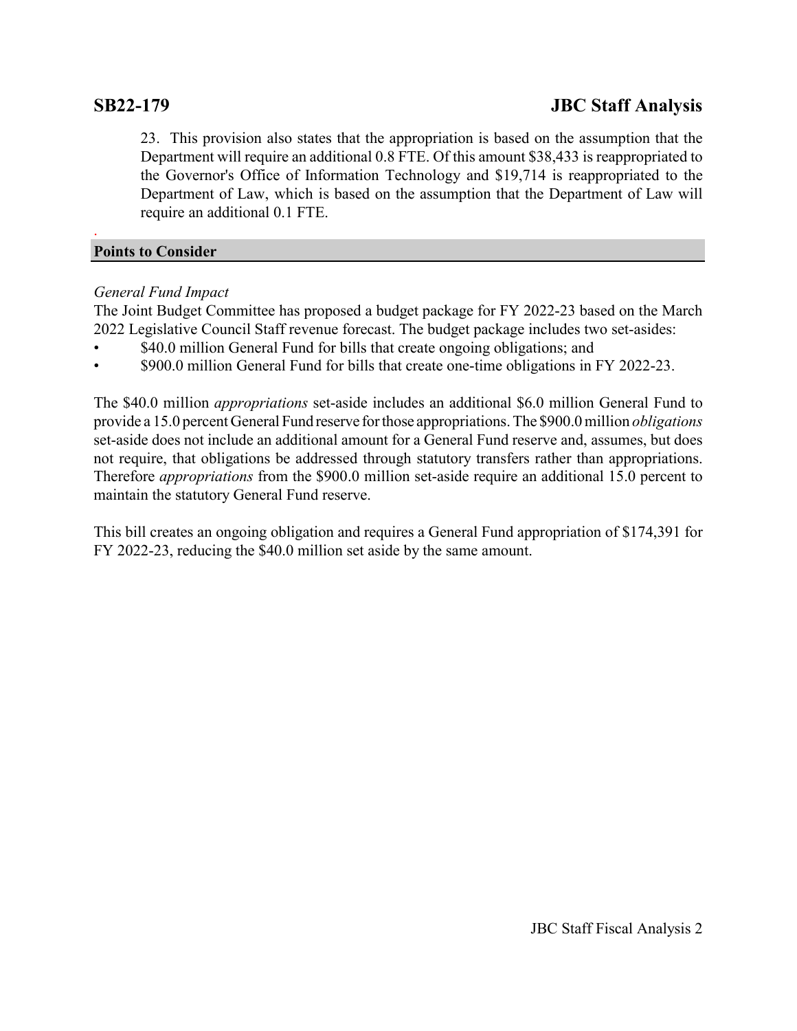23. This provision also states that the appropriation is based on the assumption that the Department will require an additional 0.8 FTE. Of this amount $38,433 is reappropriated to the Governor's Office of Information Technology and $19,714 is reappropriated to the Department of Law, which is based on the assumption that the Department of Law will require an additional 0.1 FTE.

## Points to Consider

*General Fund Impact*

The Joint Budget Committee has proposed a budget package for FY 2022-23 based on the March 2022 Legislative Council Staff revenue forecast. The budget package includes two set-asides:

- $40.0 million General Fund for bills that create ongoing obligations; and
- $900.0 million General Fund for bills that create one-time obligations in FY 2022-23.

The $40.0 million *appropriations* set-aside includes an additional $6.0 million General Fund to provide a 15.0 percent General Fund reserve for those appropriations. The $900.0 million *obligations* set-aside does not include an additional amount for a General Fund reserve and, assumes, but does not require, that obligations be addressed through statutory transfers rather than appropriations. Therefore *appropriations* from the $900.0 million set-aside require an additional 15.0 percent to maintain the statutory General Fund reserve.

This bill creates an ongoing obligation and requires a General Fund appropriation of $174,391 for FY 2022-23, reducing the $40.0 million set aside by the same amount.